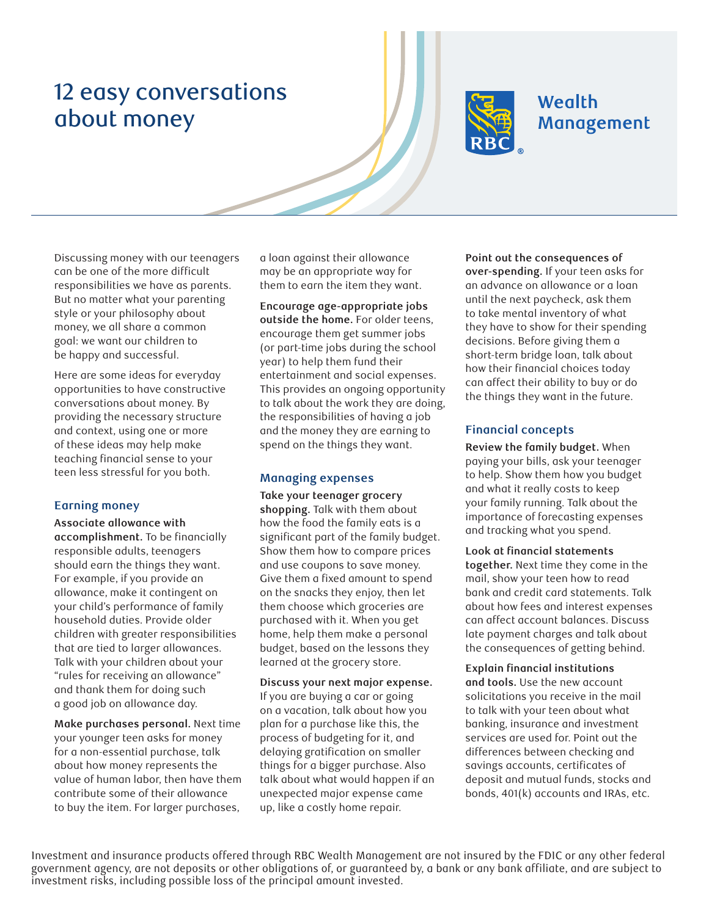# 12 easy conversations about money

Wealth Management

Discussing money with our teenagers can be one of the more difficult responsibilities we have as parents. But no matter what your parenting style or your philosophy about money, we all share a common goal: we want our children to be happy and successful.

Here are some ideas for everyday opportunities to have constructive conversations about money. By providing the necessary structure and context, using one or more of these ideas may help make teaching financial sense to your teen less stressful for you both.

## Earning money

**Associate allowance with accomplishment.** To be financially responsible adults, teenagers should earn the things they want. For example, if you provide an allowance, make it contingent on your child's performance of family household duties. Provide older children with greater responsibilities that are tied to larger allowances. Talk with your children about your "rules for receiving an allowance" and thank them for doing such a good job on allowance day.

**Make purchases personal.** Next time your younger teen asks for money for a non-essential purchase, talk about how money represents the value of human labor, then have them contribute some of their allowance to buy the item. For larger purchases, a loan against their allowance may be an appropriate way for them to earn the item they want.

**Encourage age-appropriate jobs outside the home.** For older teens, encourage them get summer jobs (or part-time jobs during the school year) to help them fund their entertainment and social expenses. This provides an ongoing opportunity to talk about the work they are doing, the responsibilities of having a job and the money they are earning to spend on the things they want.

## Managing expenses

**Take your teenager grocery shopping.** Talk with them about how the food the family eats is a significant part of the family budget. Show them how to compare prices and use coupons to save money. Give them a fixed amount to spend on the snacks they enjoy, then let them choose which groceries are purchased with it. When you get home, help them make a personal budget, based on the lessons they learned at the grocery store.

**Discuss your next major expense.** If you are buying a car or going on a vacation, talk about how you plan for a purchase like this, the process of budgeting for it, and delaying gratification on smaller things for a bigger purchase. Also talk about what would happen if an unexpected major expense came up, like a costly home repair.

**Point out the consequences of over-spending.** If your teen asks for an advance on allowance or a loan until the next paycheck, ask them to take mental inventory of what they have to show for their spending decisions. Before giving them a short-term bridge loan, talk about how their financial choices today can affect their ability to buy or do the things they want in the future.

## Financial concepts

**Review the family budget.** When paying your bills, ask your teenager to help. Show them how you budget and what it really costs to keep your family running. Talk about the importance of forecasting expenses and tracking what you spend.

**Look at financial statements together.** Next time they come in the mail, show your teen how to read bank and credit card statements. Talk about how fees and interest expenses can affect account balances. Discuss late payment charges and talk about the consequences of getting behind.

**Explain financial institutions and tools.** Use the new account solicitations you receive in the mail to talk with your teen about what banking, insurance and investment services are used for. Point out the differences between checking and savings accounts, certificates of deposit and mutual funds, stocks and bonds, 401(k) accounts and IRAs, etc.

Investment and insurance products offered through RBC Wealth Management are not insured by the FDIC or any other federal government agency, are not deposits or other obligations of, or guaranteed by, a bank or any bank affiliate, and are subject to investment risks, including possible loss of the principal amount invested.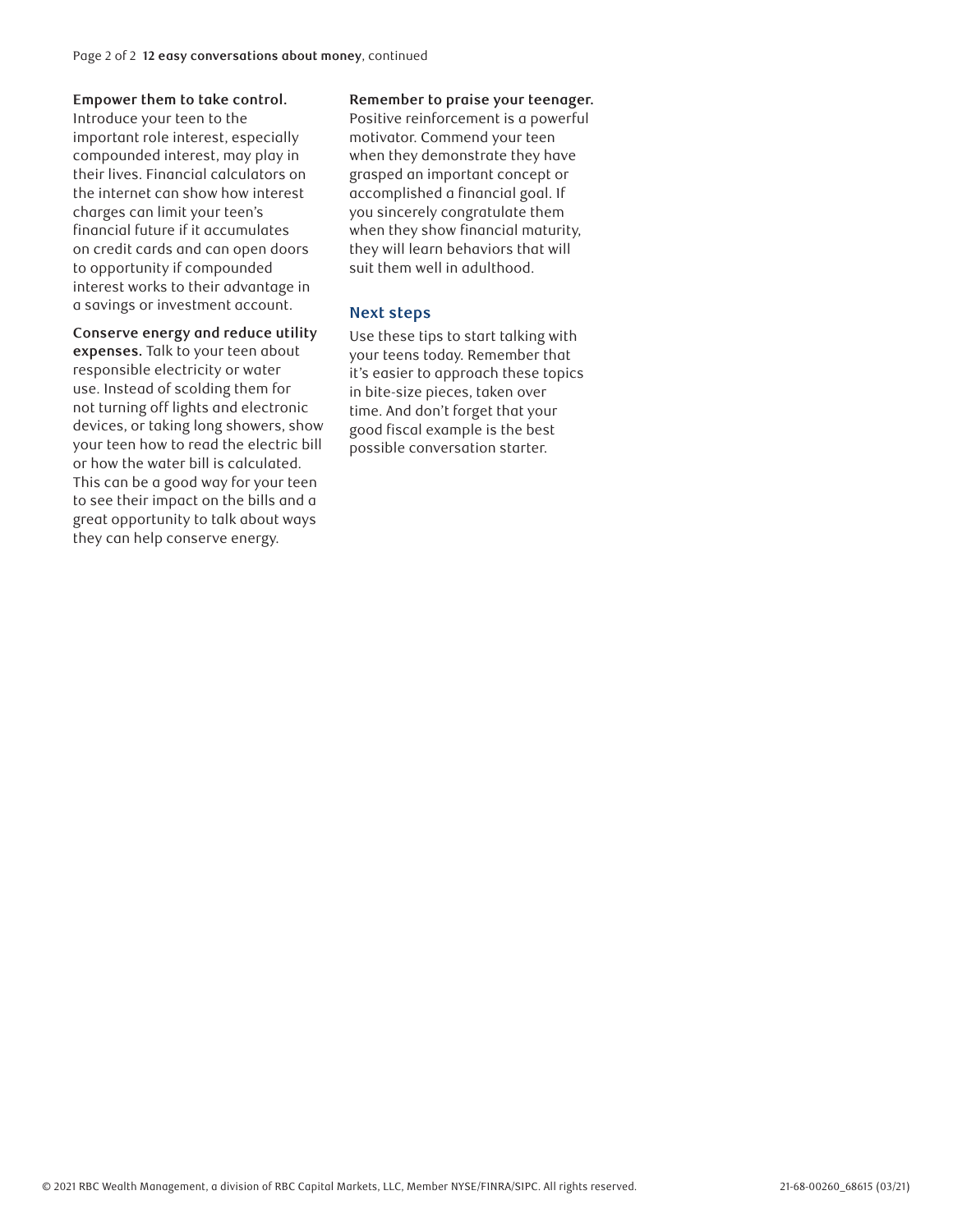**Empower them to take control.** Introduce your teen to the important role interest, especially compounded interest, may play in their lives. Financial calculators on the internet can show how interest charges can limit your teen's financial future if it accumulates on credit cards and can open doors to opportunity if compounded interest works to their advantage in a savings or investment account.

**Conserve energy and reduce utility expenses.** Talk to your teen about responsible electricity or water use. Instead of scolding them for not turning off lights and electronic devices, or taking long showers, show your teen how to read the electric bill or how the water bill is calculated. This can be a good way for your teen to see their impact on the bills and a great opportunity to talk about ways they can help conserve energy.

**Remember to praise your teenager.** Positive reinforcement is a powerful motivator. Commend your teen when they demonstrate they have grasped an important concept or accomplished a financial goal. If you sincerely congratulate them when they show financial maturity, they will learn behaviors that will suit them well in adulthood.

## Next steps

Use these tips to start talking with your teens today. Remember that it's easier to approach these topics in bite-size pieces, taken over time. And don't forget that your good fiscal example is the best possible conversation starter.

© 2021 RBC Wealth Management, a division of RBC Capital Markets, LLC, Member NYSE/FINRA/SIPC. All rights reserved.

21-68-00260_68615 (03/21)